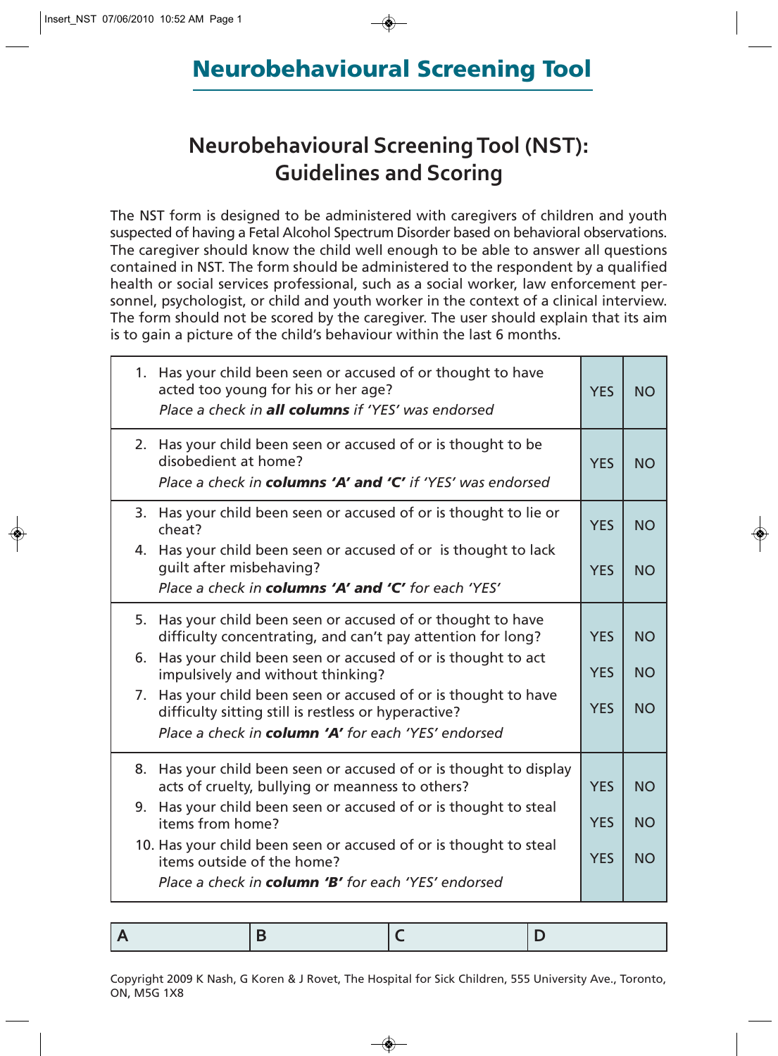# Neurobehavioural Screening Tool

## Neurobehavioural Screening Tool (NST): Guidelines and Scoring

The NST form is designed to be administered with caregivers of children and youth suspected of having a Fetal Alcohol Spectrum Disorder based on behavioral observations. The caregiver should know the child well enough to be able to answer all questions contained in NST. The form should be administered to the respondent by a qualified health or social services professional, such as a social worker, law enforcement personnel, psychologist, or child and youth worker in the context of a clinical interview. The form should not be scored by the caregiver. The user should explain that its aim is to gain a picture of the child's behaviour within the last 6 months.

| Question | | |
|---|---|---|
| 1. Has your child been seen or accused of or thought to have acted too young for his or her age?<br>*Place a check in **all columns** if 'YES' was endorsed* | YES | NO |
| 2. Has your child been seen or accused of or is thought to be disobedient at home?<br>*Place a check in **columns 'A' and 'C'** if 'YES' was endorsed* | YES | NO |
| 3. Has your child been seen or accused of or is thought to lie or cheat? | YES | NO |
| 4. Has your child been seen or accused of or is thought to lack guilt after misbehaving?<br>*Place a check in **columns 'A' and 'C'** for each 'YES'* | YES | NO |
| 5. Has your child been seen or accused of or thought to have difficulty concentrating, and can't pay attention for long? | YES | NO |
| 6. Has your child been seen or accused of or is thought to act impulsively and without thinking? | YES | NO |
| 7. Has your child been seen or accused of or is thought to have difficulty sitting still is restless or hyperactive?<br>*Place a check in **column 'A'** for each 'YES' endorsed* | YES | NO |
| 8. Has your child been seen or accused of or is thought to display acts of cruelty, bullying or meanness to others? | YES | NO |
| 9. Has your child been seen or accused of or is thought to steal items from home? | YES | NO |
| 10. Has your child been seen or accused of or is thought to steal items outside of the home?<br>*Place a check in **column 'B'** for each 'YES' endorsed* | YES | NO |

| A | B | C | D |
|---|---|---|---|
| | | | |

Copyright 2009 K Nash, G Koren & J Rovet, The Hospital for Sick Children, 555 University Ave., Toronto, ON, M5G 1X8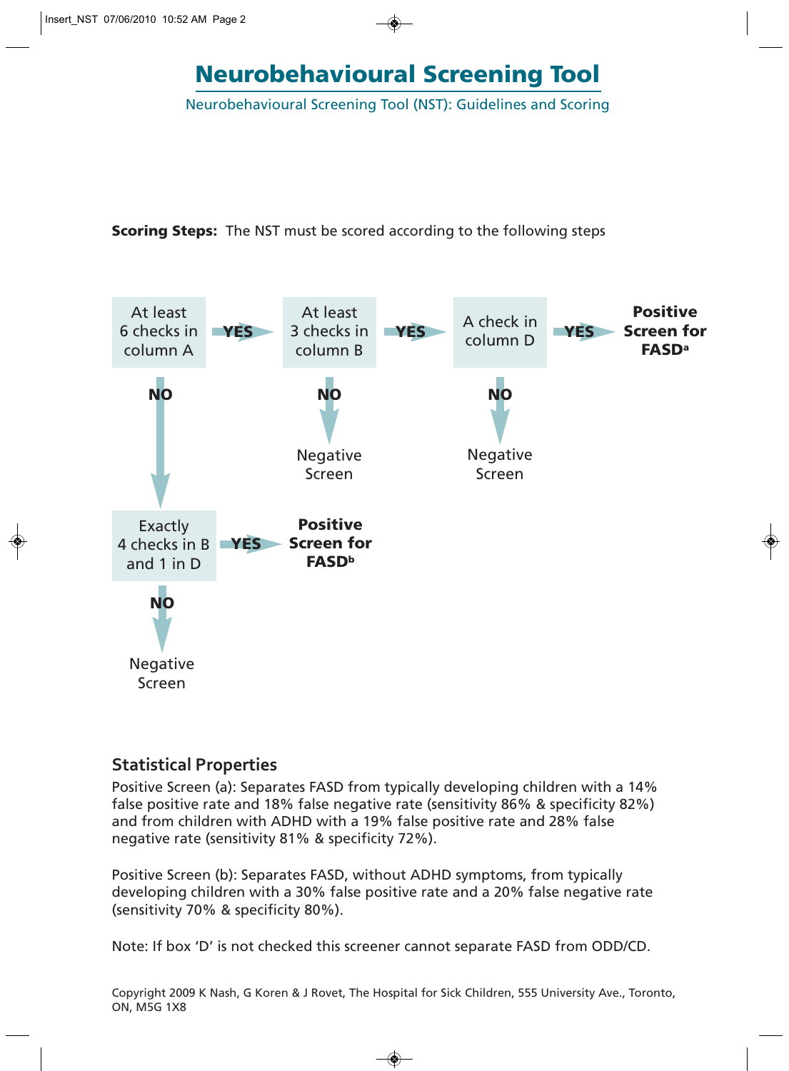# Neurobehavioural Screening Tool

Neurobehavioural Screening Tool (NST): Guidelines and Scoring

**Scoring Steps:** The NST must be scored according to the following steps

At least 6 checks in column A
YES
At least 3 checks in column B
YES
A check in column D
YES
**Positive Screen for FASD[a]**

NO
NO
Negative Screen
NO
Negative Screen

Exactly 4 checks in B and 1 in D
YES
**Positive Screen for FASD[b]**

NO
Negative Screen

## Statistical Properties

Positive Screen (a): Separates FASD from typically developing children with a 14% false positive rate and 18% false negative rate (sensitivity 86% & specificity 82%) and from children with ADHD with a 19% false positive rate and 28% false negative rate (sensitivity 81% & specificity 72%).

Positive Screen (b): Separates FASD, without ADHD symptoms, from typically developing children with a 30% false positive rate and a 20% false negative rate (sensitivity 70% & specificity 80%).

Note: If box 'D' is not checked this screener cannot separate FASD from ODD/CD.

Copyright 2009 K Nash, G Koren & J Rovet, The Hospital for Sick Children, 555 University Ave., Toronto, ON, M5G 1X8